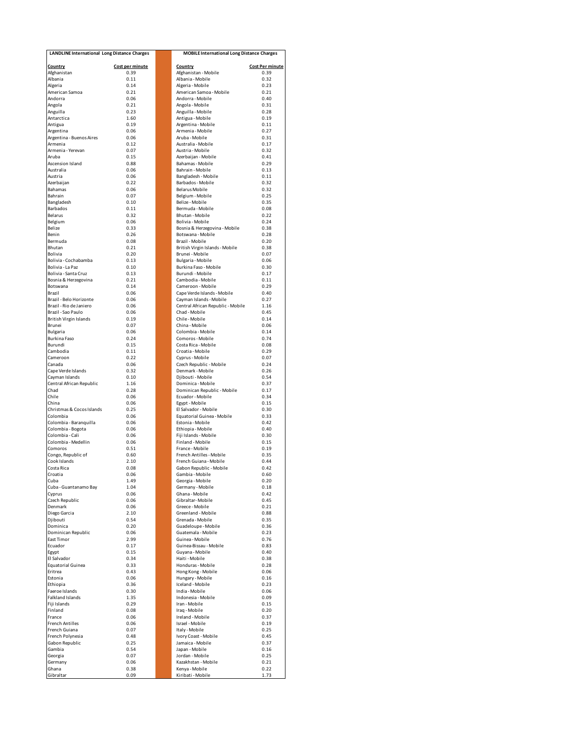| LANDLINE International Long Distance Charges | | MOBILE International Long Distance Charges | |
|---|---|---|---|
| **Country** | **Cost per minute** | **Country** | **Cost Per minute** |
| Afghanistan | 0.39 | Afghanistan - Mobile | 0.39 |
| Albania | 0.11 | Albania - Mobile | 0.32 |
| Algeria | 0.14 | Algeria - Mobile | 0.23 |
| American Samoa | 0.21 | American Samoa - Mobile | 0.21 |
| Andorra | 0.06 | Andorra - Mobile | 0.40 |
| Angola | 0.21 | Angola - Mobile | 0.31 |
| Anguilla | 0.23 | Anguilla - Mobile | 0.28 |
| Antarctica | 1.60 | Antigua - Mobile | 0.19 |
| Antigua | 0.19 | Argentina - Mobile | 0.11 |
| Argentina | 0.06 | Armenia - Mobile | 0.27 |
| Argentina - Buenos Aires | 0.06 | Aruba - Mobile | 0.31 |
| Armenia | 0.12 | Australia - Mobile | 0.17 |
| Armenia - Yerevan | 0.07 | Austria - Mobile | 0.32 |
| Aruba | 0.15 | Azerbaijan - Mobile | 0.41 |
| Ascension Island | 0.88 | Bahamas - Mobile | 0.29 |
| Australia | 0.06 | Bahrain - Mobile | 0.13 |
| Austria | 0.06 | Bangladesh - Mobile | 0.11 |
| Azerbaijan | 0.22 | Barbados - Mobile | 0.32 |
| Bahamas | 0.06 | Belarus Mobile | 0.32 |
| Bahrain | 0.07 | Belgium - Mobile | 0.25 |
| Bangladesh | 0.10 | Belize - Mobile | 0.35 |
| Barbados | 0.11 | Bermuda - Mobile | 0.08 |
| Belarus | 0.32 | Bhutan - Mobile | 0.22 |
| Belgium | 0.06 | Bolivia - Mobile | 0.24 |
| Belize | 0.33 | Bosnia & Herzegovina - Mobile | 0.38 |
| Benin | 0.26 | Botswana - Mobile | 0.28 |
| Bermuda | 0.08 | Brazil - Mobile | 0.20 |
| Bhutan | 0.21 | British Virgin Islands - Mobile | 0.38 |
| Bolivia | 0.20 | Brunei - Mobile | 0.07 |
| Bolivia - Cochabamba | 0.13 | Bulgaria - Mobile | 0.06 |
| Bolivia - La Paz | 0.10 | Burkina Faso - Mobile | 0.30 |
| Bolivia - Santa Cruz | 0.13 | Burundi - Mobile | 0.17 |
| Bosnia & Herzegovina | 0.21 | Cambodia - Mobile | 0.11 |
| Botswana | 0.14 | Cameroon - Mobile | 0.29 |
| Brazil | 0.06 | Cape Verde Islands - Mobile | 0.40 |
| Brazil - Belo Horizonte | 0.06 | Cayman Islands - Mobile | 0.27 |
| Brazil - Rio de Janiero | 0.06 | Central African Republic - Mobile | 1.16 |
| Brazil - Sao Paulo | 0.06 | Chad - Mobile | 0.45 |
| British Virgin Islands | 0.19 | Chile - Mobile | 0.14 |
| Brunei | 0.07 | China - Mobile | 0.06 |
| Bulgaria | 0.06 | Colombia - Mobile | 0.14 |
| Burkina Faso | 0.24 | Comoros - Mobile | 0.74 |
| Burundi | 0.15 | Costa Rica - Mobile | 0.08 |
| Cambodia | 0.11 | Croatia - Mobile | 0.29 |
| Cameroon | 0.22 | Cyprus - Mobile | 0.07 |
| Canada | 0.06 | Czech Republic - Mobile | 0.24 |
| Cape Verde Islands | 0.32 | Denmark - Mobile | 0.26 |
| Cayman Islands | 0.10 | Djibouti - Mobile | 0.54 |
| Central African Republic | 1.16 | Dominica - Mobile | 0.37 |
| Chad | 0.28 | Dominican Republic - Mobile | 0.17 |
| Chile | 0.06 | Ecuador - Mobile | 0.34 |
| China | 0.06 | Egypt - Mobile | 0.15 |
| Christmas & Cocos Islands | 0.25 | El Salvador - Mobile | 0.30 |
| Colombia | 0.06 | Equatorial Guinea - Mobile | 0.33 |
| Colombia - Baranquilla | 0.06 | Estonia - Mobile | 0.42 |
| Colombia - Bogota | 0.06 | Ethiopia - Mobile | 0.40 |
| Colombia - Cali | 0.06 | Fiji Islands - Mobile | 0.30 |
| Colombia - Medellin | 0.06 | Finland - Mobile | 0.15 |
| Comoros | 0.51 | France - Mobile | 0.19 |
| Congo, Republic of | 0.60 | French Antilles - Mobile | 0.35 |
| Cook Islands | 2.10 | French Guiana - Mobile | 0.44 |
| Costa Rica | 0.08 | Gabon Republic - Mobile | 0.42 |
| Croatia | 0.06 | Gambia - Mobile | 0.60 |
| Cuba | 1.49 | Georgia - Mobile | 0.20 |
| Cuba - Guantanamo Bay | 1.04 | Germany - Mobile | 0.18 |
| Cyprus | 0.06 | Ghana - Mobile | 0.42 |
| Czech Republic | 0.06 | Gibraltar- Mobile | 0.45 |
| Denmark | 0.06 | Greece - Mobile | 0.21 |
| Diego Garcia | 2.10 | Greenland - Mobile | 0.88 |
| Djibouti | 0.54 | Grenada - Mobile | 0.35 |
| Dominica | 0.20 | Guadeloupe - Mobile | 0.36 |
| Dominican Republic | 0.06 | Guatemala - Mobile | 0.23 |
| East Timor | 2.99 | Guinea - Mobile | 0.76 |
| Ecuador | 0.17 | Guinea-Bissau - Mobile | 0.83 |
| Egypt | 0.15 | Guyana - Mobile | 0.40 |
| El Salvador | 0.34 | Haiti - Mobile | 0.38 |
| Equatorial Guinea | 0.33 | Honduras - Mobile | 0.28 |
| Eritrea | 0.43 | Hong Kong - Mobile | 0.06 |
| Estonia | 0.06 | Hungary - Mobile | 0.16 |
| Ethiopia | 0.36 | Iceland - Mobile | 0.23 |
| Faeroe Islands | 0.30 | India - Mobile | 0.06 |
| Falkland Islands | 1.35 | Indonesia - Mobile | 0.09 |
| Fiji Islands | 0.29 | Iran - Mobile | 0.15 |
| Finland | 0.08 | Iraq - Mobile | 0.20 |
| France | 0.06 | Ireland - Mobile | 0.37 |
| French Antilles | 0.06 | Israel - Mobile | 0.19 |
| French Guiana | 0.07 | Italy - Mobile | 0.25 |
| French Polynesia | 0.48 | Ivory Coast - Mobile | 0.45 |
| Gabon Republic | 0.25 | Jamaica - Mobile | 0.37 |
| Gambia | 0.54 | Japan - Mobile | 0.16 |
| Georgia | 0.07 | Jordan - Mobile | 0.25 |
| Germany | 0.06 | Kazakhstan - Mobile | 0.21 |
| Ghana | 0.38 | Kenya - Mobile | 0.22 |
| Gibraltar | 0.09 | Kiribati - Mobile | 1.73 |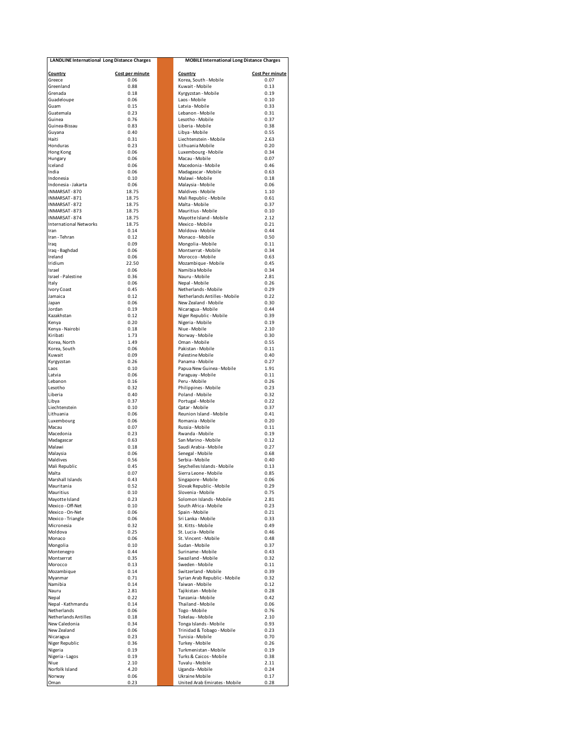| LANDLINE International Long Distance Charges | |
|---|---|
| **Country** | **Cost per minute** |
| Greece | 0.06 |
| Greenland | 0.88 |
| Grenada | 0.18 |
| Guadeloupe | 0.06 |
| Guam | 0.15 |
| Guatemala | 0.23 |
| Guinea | 0.76 |
| Guinea-Bissau | 0.83 |
| Guyana | 0.40 |
| Haiti | 0.31 |
| Honduras | 0.23 |
| Hong Kong | 0.06 |
| Hungary | 0.06 |
| Iceland | 0.06 |
| India | 0.06 |
| Indonesia | 0.10 |
| Indonesia - Jakarta | 0.06 |
| INMARSAT - 870 | 18.75 |
| INMARSAT - 871 | 18.75 |
| INMARSAT - 872 | 18.75 |
| INMARSAT - 873 | 18.75 |
| INMARSAT - 874 | 18.75 |
| International Networks | 18.75 |
| Iran | 0.14 |
| Iran - Tehran | 0.12 |
| Iraq | 0.09 |
| Iraq - Baghdad | 0.06 |
| Ireland | 0.06 |
| Iridium | 22.50 |
| Israel | 0.06 |
| Israel - Palestine | 0.36 |
| Italy | 0.06 |
| Ivory Coast | 0.45 |
| Jamaica | 0.12 |
| Japan | 0.06 |
| Jordan | 0.19 |
| Kazakhstan | 0.12 |
| Kenya | 0.20 |
| Kenya - Nairobi | 0.18 |
| Kiribati | 1.73 |
| Korea, North | 1.49 |
| Korea, South | 0.06 |
| Kuwait | 0.09 |
| Kyrgyzstan | 0.26 |
| Laos | 0.10 |
| Latvia | 0.06 |
| Lebanon | 0.16 |
| Lesotho | 0.32 |
| Liberia | 0.40 |
| Libya | 0.37 |
| Liechtenstein | 0.10 |
| Lithuania | 0.06 |
| Luxembourg | 0.06 |
| Macau | 0.07 |
| Macedonia | 0.23 |
| Madagascar | 0.63 |
| Malawi | 0.18 |
| Malaysia | 0.06 |
| Maldives | 0.56 |
| Mali Republic | 0.45 |
| Malta | 0.07 |
| Marshall Islands | 0.43 |
| Mauritania | 0.52 |
| Mauritius | 0.10 |
| Mayotte Island | 0.23 |
| Mexico - Off-Net | 0.10 |
| Mexico - On-Net | 0.06 |
| Mexico - Triangle | 0.06 |
| Micronesia | 0.32 |
| Moldova | 0.25 |
| Monaco | 0.06 |
| Mongolia | 0.10 |
| Montenegro | 0.44 |
| Montserrat | 0.35 |
| Morocco | 0.13 |
| Mozambique | 0.14 |
| Myanmar | 0.71 |
| Namibia | 0.14 |
| Nauru | 2.81 |
| Nepal | 0.22 |
| Nepal - Kathmandu | 0.14 |
| Netherlands | 0.06 |
| Netherlands Antilles | 0.18 |
| New Caledonia | 0.34 |
| New Zealand | 0.06 |
| Nicaragua | 0.23 |
| Niger Republic | 0.36 |
| Nigeria | 0.19 |
| Nigeria - Lagos | 0.19 |
| Niue | 2.10 |
| Norfolk Island | 4.20 |
| Norway | 0.06 |
| Oman | 0.23 |

| MOBILE International Long Distance Charges | |
|---|---|
| **Country** | **Cost Per minute** |
| Korea, South - Mobile | 0.07 |
| Kuwait - Mobile | 0.13 |
| Kyrgyzstan - Mobile | 0.19 |
| Laos - Mobile | 0.10 |
| Latvia - Mobile | 0.33 |
| Lebanon - Mobile | 0.31 |
| Lesotho - Mobile | 0.37 |
| Liberia - Mobile | 0.38 |
| Libya - Mobile | 0.55 |
| Liechtenstein - Mobile | 2.63 |
| Lithuania Mobile | 0.20 |
| Luxembourg - Mobile | 0.34 |
| Macau - Mobile | 0.07 |
| Macedonia - Mobile | 0.46 |
| Madagascar - Mobile | 0.63 |
| Malawi - Mobile | 0.18 |
| Malaysia - Mobile | 0.06 |
| Maldives - Mobile | 1.10 |
| Mali Republic - Mobile | 0.61 |
| Malta - Mobile | 0.37 |
| Mauritius - Mobile | 0.10 |
| Mayotte Island - Mobile | 2.12 |
| Mexico - Mobile | 0.21 |
| Moldova - Mobile | 0.44 |
| Monaco - Mobile | 0.50 |
| Mongolia - Mobile | 0.11 |
| Montserrat - Mobile | 0.34 |
| Morocco - Mobile | 0.63 |
| Mozambique - Mobile | 0.45 |
| Namibia Mobile | 0.34 |
| Nauru - Mobile | 2.81 |
| Nepal - Mobile | 0.26 |
| Netherlands - Mobile | 0.29 |
| Netherlands Antilles - Mobile | 0.22 |
| New Zealand - Mobile | 0.30 |
| Nicaragua - Mobile | 0.44 |
| Niger Republic - Mobile | 0.39 |
| Nigeria - Mobile | 0.19 |
| Niue - Mobile | 2.10 |
| Norway - Mobile | 0.30 |
| Oman - Mobile | 0.55 |
| Pakistan - Mobile | 0.11 |
| Palestine Mobile | 0.40 |
| Panama - Mobile | 0.27 |
| Papua New Guinea - Mobile | 1.91 |
| Paraguay - Mobile | 0.11 |
| Peru - Mobile | 0.26 |
| Philippines - Mobile | 0.23 |
| Poland - Mobile | 0.32 |
| Portugal - Mobile | 0.22 |
| Qatar - Mobile | 0.37 |
| Reunion Island - Mobile | 0.41 |
| Romania - Mobile | 0.20 |
| Russia - Mobile | 0.11 |
| Rwanda - Mobile | 0.19 |
| San Marino - Mobile | 0.12 |
| Saudi Arabia - Mobile | 0.27 |
| Senegal - Mobile | 0.68 |
| Serbia - Mobile | 0.40 |
| Seychelles Islands - Mobile | 0.13 |
| Sierra Leone - Mobile | 0.85 |
| Singapore - Mobile | 0.06 |
| Slovak Republic - Mobile | 0.29 |
| Slovenia - Mobile | 0.75 |
| Solomon Islands - Mobile | 2.81 |
| South Africa - Mobile | 0.23 |
| Spain - Mobile | 0.21 |
| Sri Lanka - Mobile | 0.33 |
| St. Kitts - Mobile | 0.49 |
| St. Lucia - Mobile | 0.46 |
| St. Vincent - Mobile | 0.48 |
| Sudan - Mobile | 0.37 |
| Suriname - Mobile | 0.43 |
| Swaziland - Mobile | 0.32 |
| Sweden - Mobile | 0.11 |
| Switzerland - Mobile | 0.39 |
| Syrian Arab Republic - Mobile | 0.32 |
| Taiwan - Mobile | 0.12 |
| Tajikistan - Mobile | 0.28 |
| Tanzania - Mobile | 0.42 |
| Thailand - Mobile | 0.06 |
| Togo - Mobile | 0.76 |
| Tokelau - Mobile | 2.10 |
| Tonga Islands - Mobile | 0.93 |
| Trinidad & Tobago - Mobile | 0.23 |
| Tunisia - Mobile | 0.70 |
| Turkey - Mobile | 0.26 |
| Turkmenistan - Mobile | 0.19 |
| Turks & Caicos - Mobile | 0.38 |
| Tuvalu - Mobile | 2.11 |
| Uganda - Mobile | 0.24 |
| Ukraine Mobile | 0.17 |
| United Arab Emirates - Mobile | 0.28 |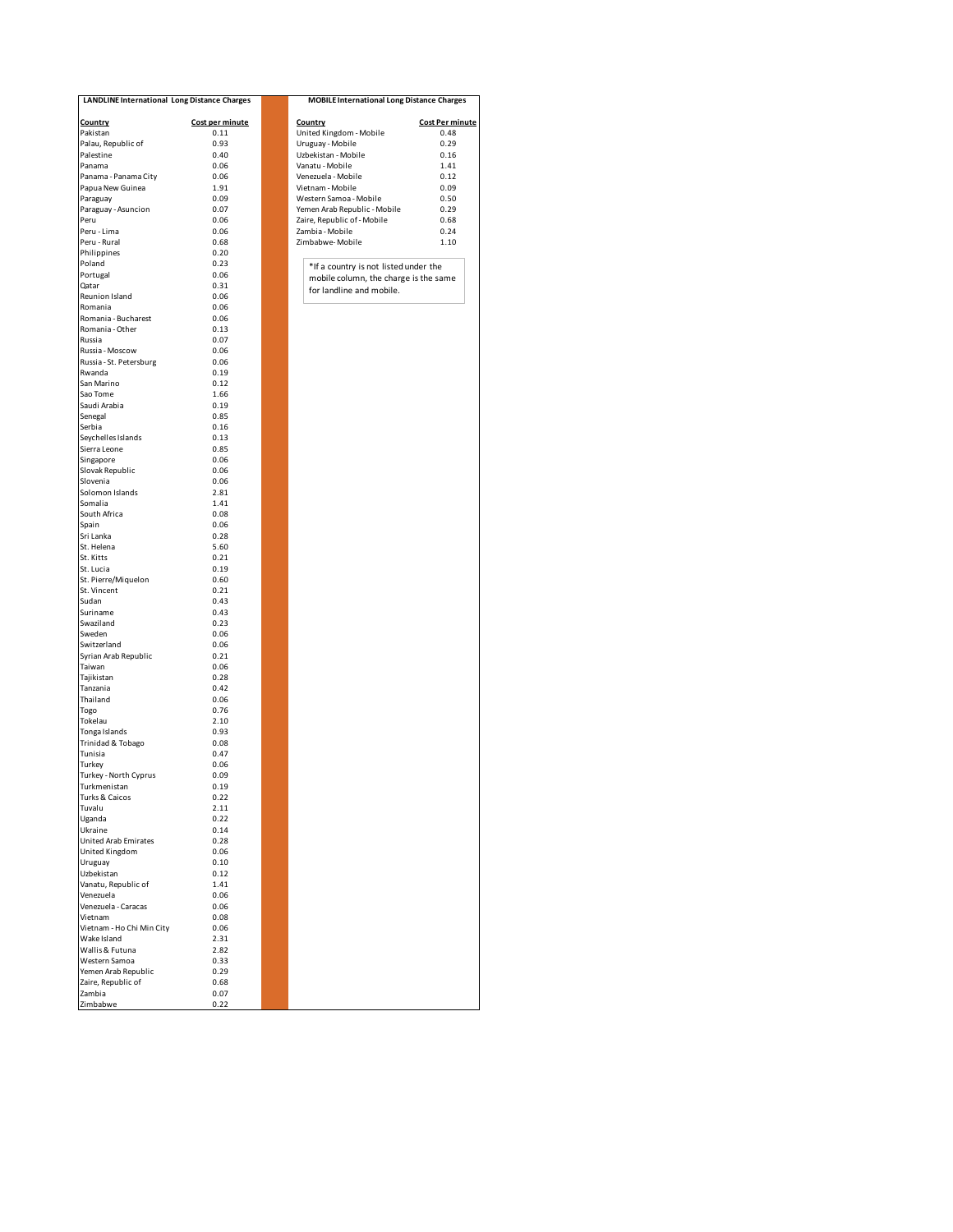**LANDLINE International Long Distance Charges**

| Country | Cost per minute |
|---|---|
| Pakistan | 0.11 |
| Palau, Republic of | 0.93 |
| Palestine | 0.40 |
| Panama | 0.06 |
| Panama - Panama City | 0.06 |
| Papua New Guinea | 1.91 |
| Paraguay | 0.09 |
| Paraguay - Asuncion | 0.07 |
| Peru | 0.06 |
| Peru - Lima | 0.06 |
| Peru - Rural | 0.68 |
| Philippines | 0.20 |
| Poland | 0.23 |
| Portugal | 0.06 |
| Qatar | 0.31 |
| Reunion Island | 0.06 |
| Romania | 0.06 |
| Romania - Bucharest | 0.06 |
| Romania - Other | 0.13 |
| Russia | 0.07 |
| Russia - Moscow | 0.06 |
| Russia - St. Petersburg | 0.06 |
| Rwanda | 0.19 |
| San Marino | 0.12 |
| Sao Tome | 1.66 |
| Saudi Arabia | 0.19 |
| Senegal | 0.85 |
| Serbia | 0.16 |
| Seychelles Islands | 0.13 |
| Sierra Leone | 0.85 |
| Singapore | 0.06 |
| Slovak Republic | 0.06 |
| Slovenia | 0.06 |
| Solomon Islands | 2.81 |
| Somalia | 1.41 |
| South Africa | 0.08 |
| Spain | 0.06 |
| Sri Lanka | 0.28 |
| St. Helena | 5.60 |
| St. Kitts | 0.21 |
| St. Lucia | 0.19 |
| St. Pierre/Miquelon | 0.60 |
| St. Vincent | 0.21 |
| Sudan | 0.43 |
| Suriname | 0.43 |
| Swaziland | 0.23 |
| Sweden | 0.06 |
| Switzerland | 0.06 |
| Syrian Arab Republic | 0.21 |
| Taiwan | 0.06 |
| Tajikistan | 0.28 |
| Tanzania | 0.42 |
| Thailand | 0.06 |
| Togo | 0.76 |
| Tokelau | 2.10 |
| Tonga Islands | 0.93 |
| Trinidad & Tobago | 0.08 |
| Tunisia | 0.47 |
| Turkey | 0.06 |
| Turkey - North Cyprus | 0.09 |
| Turkmenistan | 0.19 |
| Turks & Caicos | 0.22 |
| Tuvalu | 2.11 |
| Uganda | 0.22 |
| Ukraine | 0.14 |
| United Arab Emirates | 0.28 |
| United Kingdom | 0.06 |
| Uruguay | 0.10 |
| Uzbekistan | 0.12 |
| Vanatu, Republic of | 1.41 |
| Venezuela | 0.06 |
| Venezuela - Caracas | 0.06 |
| Vietnam | 0.08 |
| Vietnam - Ho Chi Min City | 0.06 |
| Wake Island | 2.31 |
| Wallis & Futuna | 2.82 |
| Western Samoa | 0.33 |
| Yemen Arab Republic | 0.29 |
| Zaire, Republic of | 0.68 |
| Zambia | 0.07 |
| Zimbabwe | 0.22 |

**MOBILE International Long Distance Charges**

| Country | Cost Per minute |
|---|---|
| United Kingdom - Mobile | 0.48 |
| Uruguay - Mobile | 0.29 |
| Uzbekistan - Mobile | 0.16 |
| Vanatu - Mobile | 1.41 |
| Venezuela - Mobile | 0.12 |
| Vietnam - Mobile | 0.09 |
| Western Samoa - Mobile | 0.50 |
| Yemen Arab Republic - Mobile | 0.29 |
| Zaire, Republic of - Mobile | 0.68 |
| Zambia - Mobile | 0.24 |
| Zimbabwe- Mobile | 1.10 |

*If a country is not listed under the mobile column, the charge is the same for landline and mobile.